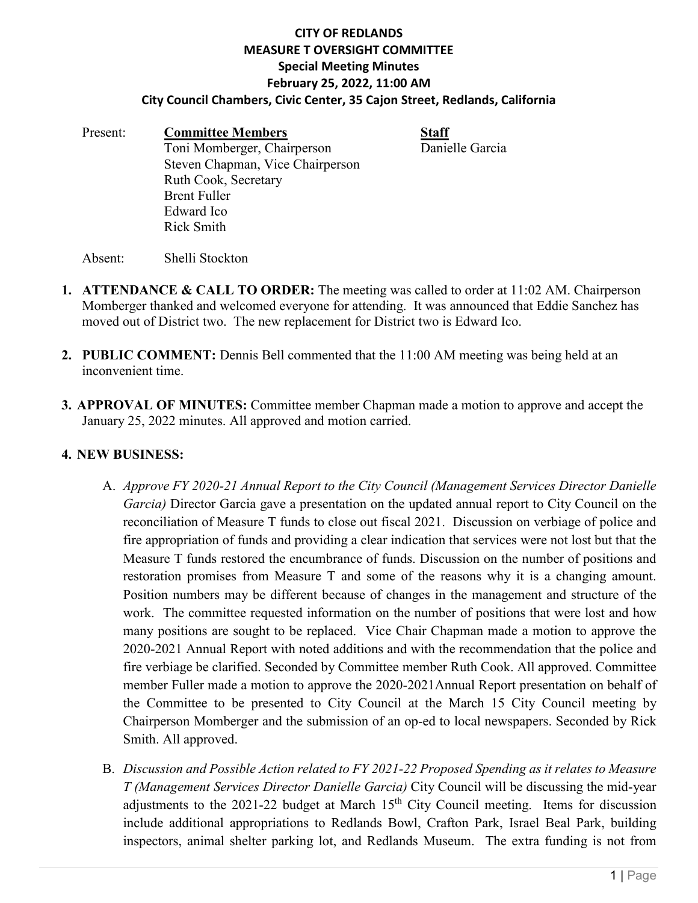# CITY OF REDLANDS
## MEASURE T OVERSIGHT COMMITTEE
### Special Meeting Minutes
### February 25, 2022, 11:00 AM
### City Council Chambers, Civic Center, 35 Cajon Street, Redlands, California

| Present: | **Committee Members** | **Staff** |
|---|---|---|
| | Toni Momberger, Chairperson | Danielle Garcia |
| | Steven Chapman, Vice Chairperson | |
| | Ruth Cook, Secretary | |
| | Brent Fuller | |
| | Edward Ico | |
| | Rick Smith | |

Absent: Shelli Stockton

1. **ATTENDANCE & CALL TO ORDER:** The meeting was called to order at 11:02 AM. Chairperson Momberger thanked and welcomed everyone for attending. It was announced that Eddie Sanchez has moved out of District two. The new replacement for District two is Edward Ico.

2. **PUBLIC COMMENT:** Dennis Bell commented that the 11:00 AM meeting was being held at an inconvenient time.

3. **APPROVAL OF MINUTES:** Committee member Chapman made a motion to approve and accept the January 25, 2022 minutes. All approved and motion carried.

4. **NEW BUSINESS:**

   A. *Approve FY 2020-21 Annual Report to the City Council (Management Services Director Danielle Garcia)* Director Garcia gave a presentation on the updated annual report to City Council on the reconciliation of Measure T funds to close out fiscal 2021. Discussion on verbiage of police and fire appropriation of funds and providing a clear indication that services were not lost but that the Measure T funds restored the encumbrance of funds. Discussion on the number of positions and restoration promises from Measure T and some of the reasons why it is a changing amount. Position numbers may be different because of changes in the management and structure of the work. The committee requested information on the number of positions that were lost and how many positions are sought to be replaced. Vice Chair Chapman made a motion to approve the 2020-2021 Annual Report with noted additions and with the recommendation that the police and fire verbiage be clarified. Seconded by Committee member Ruth Cook. All approved. Committee member Fuller made a motion to approve the 2020-2021Annual Report presentation on behalf of the Committee to be presented to City Council at the March 15 City Council meeting by Chairperson Momberger and the submission of an op-ed to local newspapers. Seconded by Rick Smith. All approved.

   B. *Discussion and Possible Action related to FY 2021-22 Proposed Spending as it relates to Measure T (Management Services Director Danielle Garcia)* City Council will be discussing the mid-year adjustments to the 2021-22 budget at March 15th City Council meeting. Items for discussion include additional appropriations to Redlands Bowl, Crafton Park, Israel Beal Park, building inspectors, animal shelter parking lot, and Redlands Museum. The extra funding is not from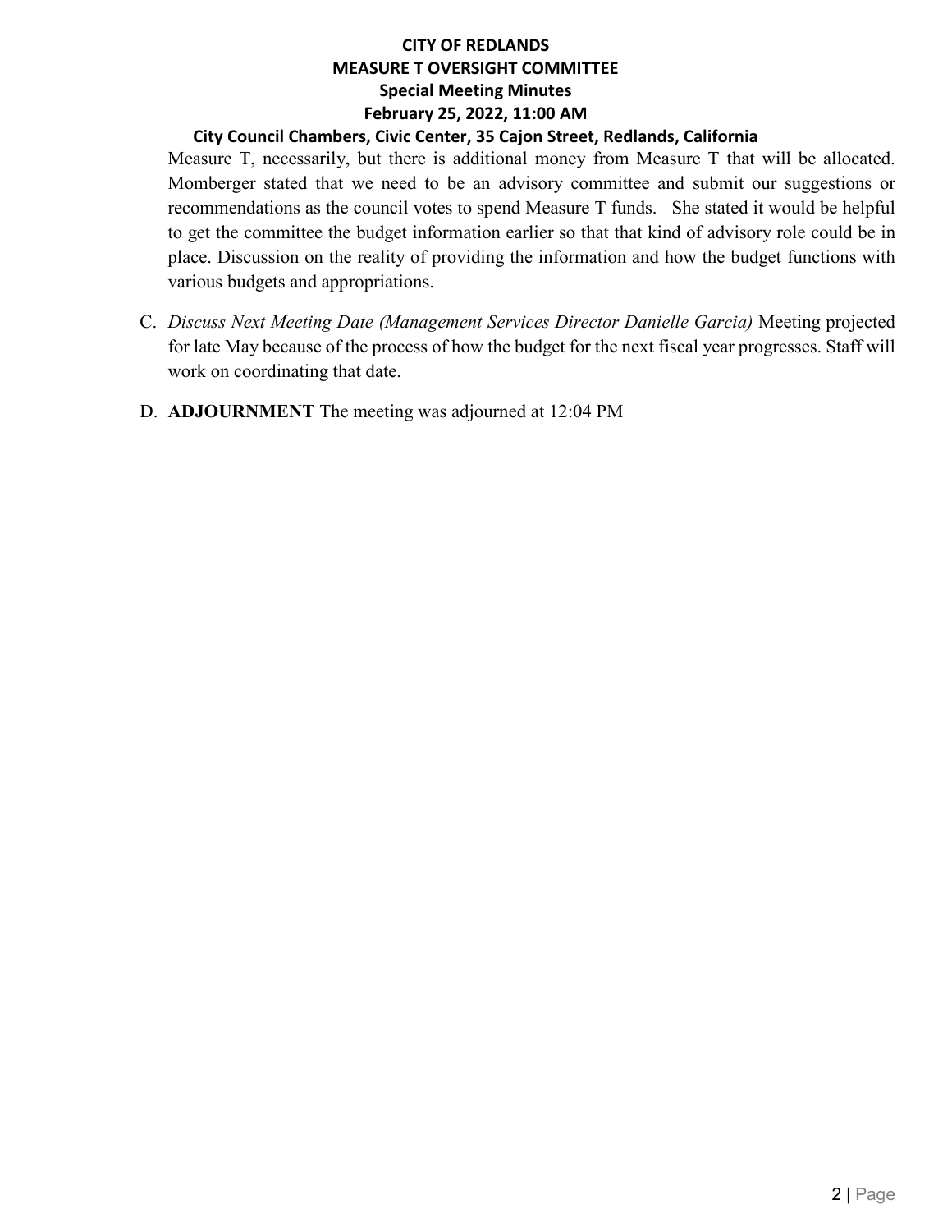Measure T, necessarily, but there is additional money from Measure T that will be allocated. Momberger stated that we need to be an advisory committee and submit our suggestions or recommendations as the council votes to spend Measure T funds. She stated it would be helpful to get the committee the budget information earlier so that that kind of advisory role could be in place. Discussion on the reality of providing the information and how the budget functions with various budgets and appropriations.

C. *Discuss Next Meeting Date (Management Services Director Danielle Garcia)* Meeting projected for late May because of the process of how the budget for the next fiscal year progresses. Staff will work on coordinating that date.

D. **ADJOURNMENT** The meeting was adjourned at 12:04 PM